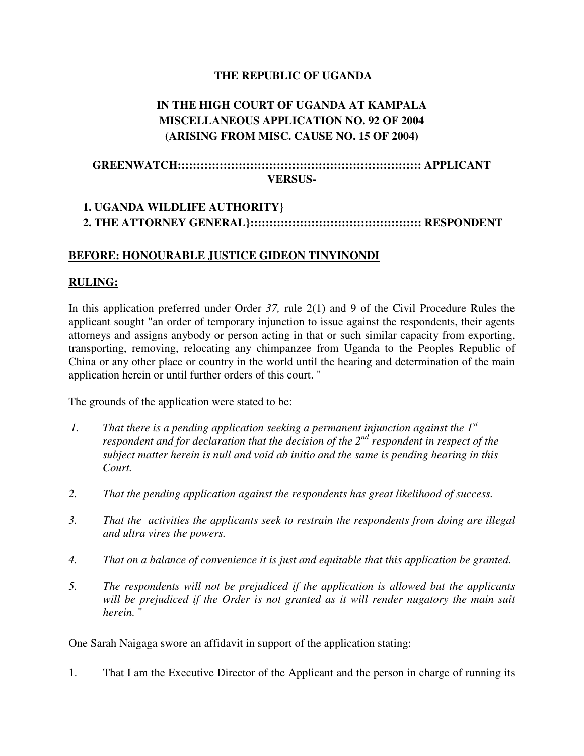**THE REPUBLIC OF UGANDA**

**IN THE HIGH COURT OF UGANDA AT KAMPALA**
**MISCELLANEOUS APPLICATION NO. 92 OF 2004**
**(ARISING FROM MISC. CAUSE NO. 15 OF 2004)**

**GREENWATCH::::::::::::::::::::::::::::::::::::::::::::::::::::::::::::::::: APPLICANT**
**VERSUS-**

**1. UGANDA WILDLIFE AUTHORITY}**
**2. THE ATTORNEY GENERAL}::::::::::::::::::::::::::::::::::::::::::::::: RESPONDENT**

**BEFORE: HONOURABLE JUSTICE GIDEON TINYINONDI**

**RULING:**

In this application preferred under Order *37,* rule 2(1) and 9 of the Civil Procedure Rules the applicant sought "an order of temporary injunction to issue against the respondents, their agents attorneys and assigns anybody or person acting in that or such similar capacity from exporting, transporting, removing, relocating any chimpanzee from Uganda to the Peoples Republic of China or any other place or country in the world until the hearing and determination of the main application herein or until further orders of this court. "

The grounds of the application were stated to be:

1. *That there is a pending application seeking a permanent injunction against the 1st respondent and for declaration that the decision of the 2nd respondent in respect of the subject matter herein is null and void ab initio and the same is pending hearing in this Court.*

2. *That the pending application against the respondents has great likelihood of success.*

3. *That the activities the applicants seek to restrain the respondents from doing are illegal and ultra vires the powers.*

4. *That on a balance of convenience it is just and equitable that this application be granted.*

5. *The respondents will not be prejudiced if the application is allowed but the applicants will be prejudiced if the Order is not granted as it will render nugatory the main suit herein.* "

One Sarah Naigaga swore an affidavit in support of the application stating:

1. That I am the Executive Director of the Applicant and the person in charge of running its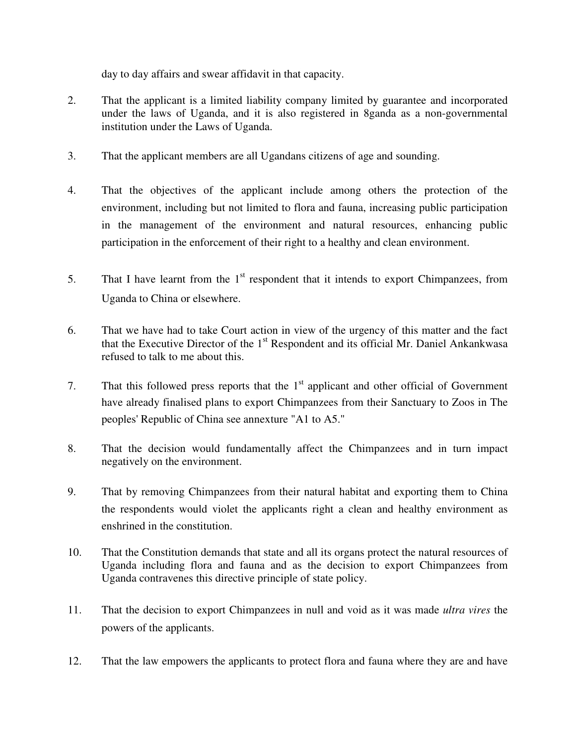day to day affairs and swear affidavit in that capacity.

2. That the applicant is a limited liability company limited by guarantee and incorporated under the laws of Uganda, and it is also registered in 8ganda as a non-governmental institution under the Laws of Uganda.

3. That the applicant members are all Ugandans citizens of age and sounding.

4. That the objectives of the applicant include among others the protection of the environment, including but not limited to flora and fauna, increasing public participation in the management of the environment and natural resources, enhancing public participation in the enforcement of their right to a healthy and clean environment.

5. That I have learnt from the 1st respondent that it intends to export Chimpanzees, from Uganda to China or elsewhere.

6. That we have had to take Court action in view of the urgency of this matter and the fact that the Executive Director of the 1st Respondent and its official Mr. Daniel Ankankwasa refused to talk to me about this.

7. That this followed press reports that the 1st applicant and other official of Government have already finalised plans to export Chimpanzees from their Sanctuary to Zoos in The peoples' Republic of China see annexture "A1 to A5."

8. That the decision would fundamentally affect the Chimpanzees and in turn impact negatively on the environment.

9. That by removing Chimpanzees from their natural habitat and exporting them to China the respondents would violet the applicants right a clean and healthy environment as enshrined in the constitution.

10. That the Constitution demands that state and all its organs protect the natural resources of Uganda including flora and fauna and as the decision to export Chimpanzees from Uganda contravenes this directive principle of state policy.

11. That the decision to export Chimpanzees in null and void as it was made *ultra vires* the powers of the applicants.

12. That the law empowers the applicants to protect flora and fauna where they are and have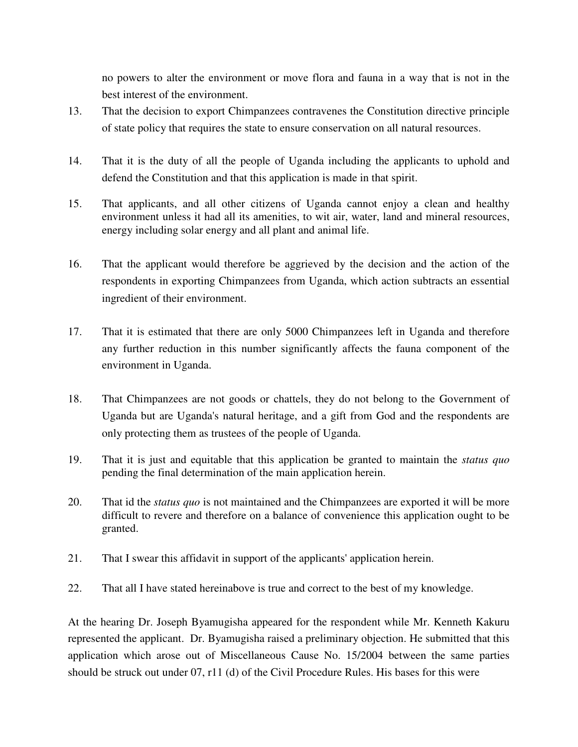no powers to alter the environment or move flora and fauna in a way that is not in the best interest of the environment.

13. That the decision to export Chimpanzees contravenes the Constitution directive principle of state policy that requires the state to ensure conservation on all natural resources.

14. That it is the duty of all the people of Uganda including the applicants to uphold and defend the Constitution and that this application is made in that spirit.

15. That applicants, and all other citizens of Uganda cannot enjoy a clean and healthy environment unless it had all its amenities, to wit air, water, land and mineral resources, energy including solar energy and all plant and animal life.

16. That the applicant would therefore be aggrieved by the decision and the action of the respondents in exporting Chimpanzees from Uganda, which action subtracts an essential ingredient of their environment.

17. That it is estimated that there are only 5000 Chimpanzees left in Uganda and therefore any further reduction in this number significantly affects the fauna component of the environment in Uganda.

18. That Chimpanzees are not goods or chattels, they do not belong to the Government of Uganda but are Uganda's natural heritage, and a gift from God and the respondents are only protecting them as trustees of the people of Uganda.

19. That it is just and equitable that this application be granted to maintain the *status quo* pending the final determination of the main application herein.

20. That id the *status quo* is not maintained and the Chimpanzees are exported it will be more difficult to revere and therefore on a balance of convenience this application ought to be granted.

21. That I swear this affidavit in support of the applicants' application herein.

22. That all I have stated hereinabove is true and correct to the best of my knowledge.

At the hearing Dr. Joseph Byamugisha appeared for the respondent while Mr. Kenneth Kakuru represented the applicant. Dr. Byamugisha raised a preliminary objection. He submitted that this application which arose out of Miscellaneous Cause No. 15/2004 between the same parties should be struck out under 07, r11 (d) of the Civil Procedure Rules. His bases for this were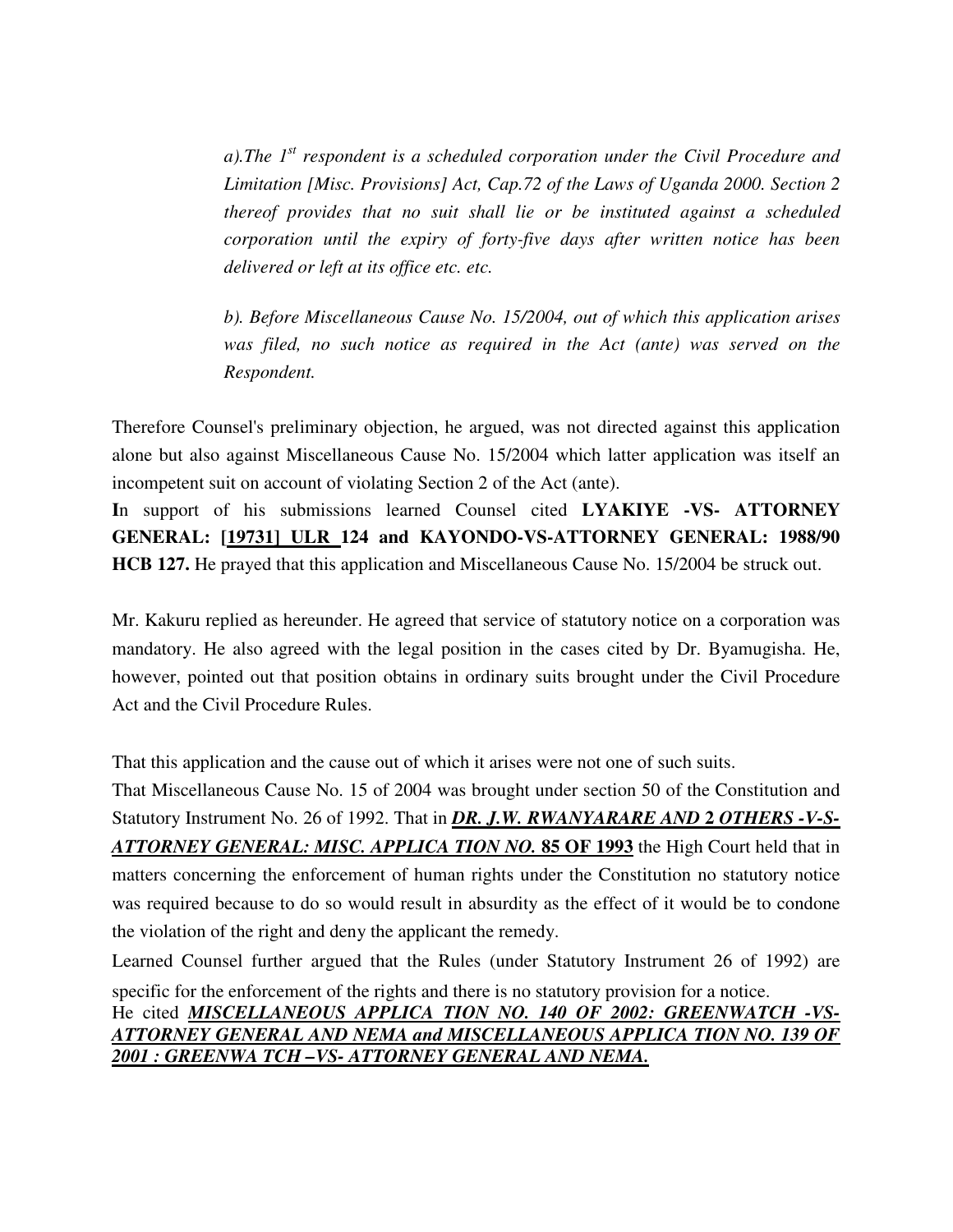> *a).The 1st respondent is a scheduled corporation under the Civil Procedure and Limitation [Misc. Provisions] Act, Cap.72 of the Laws of Uganda 2000. Section 2 thereof provides that no suit shall lie or be instituted against a scheduled corporation until the expiry of forty-five days after written notice has been delivered or left at its office etc. etc.*
>
> *b). Before Miscellaneous Cause No. 15/2004, out of which this application arises was filed, no such notice as required in the Act (ante) was served on the Respondent.*

Therefore Counsel's preliminary objection, he argued, was not directed against this application alone but also against Miscellaneous Cause No. 15/2004 which latter application was itself an incompetent suit on account of violating Section 2 of the Act (ante).

In support of his submissions learned Counsel cited **LYAKIYE -VS- ATTORNEY GENERAL: [19731] ULR 124 and KAYONDO-VS-ATTORNEY GENERAL: 1988/90 HCB 127.** He prayed that this application and Miscellaneous Cause No. 15/2004 be struck out.

Mr. Kakuru replied as hereunder. He agreed that service of statutory notice on a corporation was mandatory. He also agreed with the legal position in the cases cited by Dr. Byamugisha. He, however, pointed out that position obtains in ordinary suits brought under the Civil Procedure Act and the Civil Procedure Rules.

That this application and the cause out of which it arises were not one of such suits.

That Miscellaneous Cause No. 15 of 2004 was brought under section 50 of the Constitution and Statutory Instrument No. 26 of 1992. That in ***DR. J.W. RWANYARARE AND 2 OTHERS -V-S- ATTORNEY GENERAL: MISC. APPLICA TION NO. 85 OF 1993*** the High Court held that in matters concerning the enforcement of human rights under the Constitution no statutory notice was required because to do so would result in absurdity as the effect of it would be to condone the violation of the right and deny the applicant the remedy.

Learned Counsel further argued that the Rules (under Statutory Instrument 26 of 1992) are specific for the enforcement of the rights and there is no statutory provision for a notice.

He cited ***MISCELLANEOUS APPLICA TION NO. 140 OF 2002: GREENWATCH -VS- ATTORNEY GENERAL AND NEMA and MISCELLANEOUS APPLICA TION NO. 139 OF 2001 : GREENWA TCH –VS- ATTORNEY GENERAL AND NEMA.***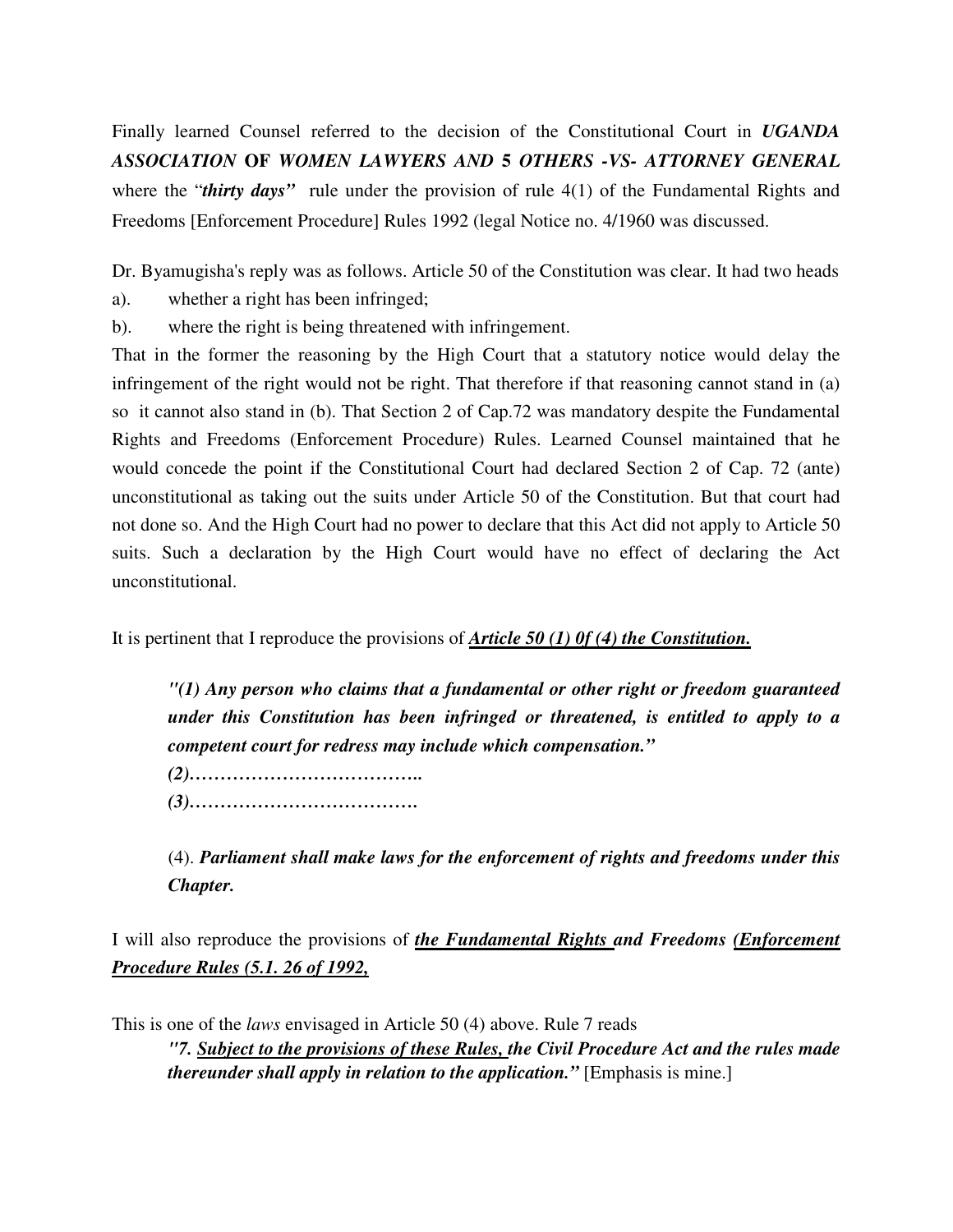Finally learned Counsel referred to the decision of the Constitutional Court in ***UGANDA ASSOCIATION* OF *WOMEN LAWYERS AND 5 OTHERS -VS- ATTORNEY GENERAL*** where the "***thirty days"*** rule under the provision of rule 4(1) of the Fundamental Rights and Freedoms [Enforcement Procedure] Rules 1992 (legal Notice no. 4/1960 was discussed.

Dr. Byamugisha's reply was as follows. Article 50 of the Constitution was clear. It had two heads

a). whether a right has been infringed;

b). where the right is being threatened with infringement.

That in the former the reasoning by the High Court that a statutory notice would delay the infringement of the right would not be right. That therefore if that reasoning cannot stand in (a) so it cannot also stand in (b). That Section 2 of Cap.72 was mandatory despite the Fundamental Rights and Freedoms (Enforcement Procedure) Rules. Learned Counsel maintained that he would concede the point if the Constitutional Court had declared Section 2 of Cap. 72 (ante) unconstitutional as taking out the suits under Article 50 of the Constitution. But that court had not done so. And the High Court had no power to declare that this Act did not apply to Article 50 suits. Such a declaration by the High Court would have no effect of declaring the Act unconstitutional.

It is pertinent that I reproduce the provisions of ***<u>Article 50 (1) 0f (4) the Constitution.</u>***

> ***"(1) Any person who claims that a fundamental or other right or freedom guaranteed under this Constitution has been infringed or threatened, is entitled to apply to a competent court for redress may include which compensation."***
>
> ***(2)………………………………..***
>
> ***(3)……………………………….***
>
> (4). ***Parliament shall make laws for the enforcement of rights and freedoms under this Chapter.***

I will also reproduce the provisions of ***<u>the Fundamental Rights</u> and Freedoms <u>(Enforcement Procedure Rules (5.1. 26 of 1992,</u>***

This is one of the *laws* envisaged in Article 50 (4) above. Rule 7 reads

> ***"7. <u>Subject to the provisions of these Rules,</u> the Civil Procedure Act and the rules made thereunder shall apply in relation to the application."*** [Emphasis is mine.]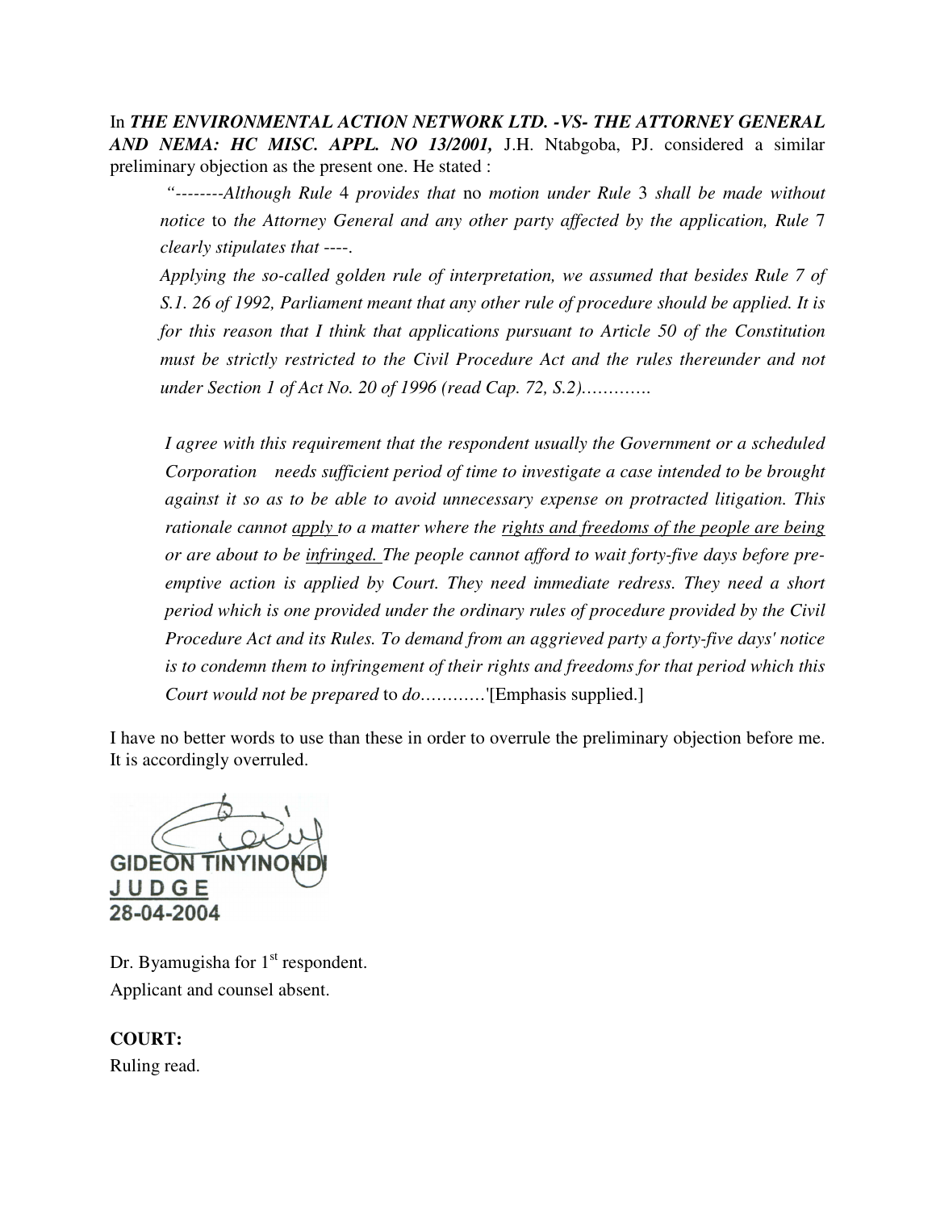In ***THE ENVIRONMENTAL ACTION NETWORK LTD. -VS- THE ATTORNEY GENERAL AND NEMA: HC MISC. APPL. NO 13/2001,*** J.H. Ntabgoba, PJ. considered a similar preliminary objection as the present one. He stated :

> *"--------Although Rule* 4 *provides that* no *motion under Rule* 3 *shall be made without notice* to *the Attorney General and any other party affected by the application, Rule* 7 *clearly stipulates that ----.*
>
> *Applying the so-called golden rule of interpretation, we assumed that besides Rule 7 of S.1. 26 of 1992, Parliament meant that any other rule of procedure should be applied. It is for this reason that I think that applications pursuant to Article 50 of the Constitution must be strictly restricted to the Civil Procedure Act and the rules thereunder and not under Section 1 of Act No. 20 of 1996 (read Cap. 72, S.2)………….*
>
> *I agree with this requirement that the respondent usually the Government or a scheduled Corporation needs sufficient period of time to investigate a case intended to be brought against it so as to be able to avoid unnecessary expense on protracted litigation. This rationale cannot apply to a matter where the rights and freedoms of the people are being or are about to be infringed. The people cannot afford to wait forty-five days before pre-emptive action is applied by Court. They need immediate redress. They need a short period which is one provided under the ordinary rules of procedure provided by the Civil Procedure Act and its Rules. To demand from an aggrieved party a forty-five days' notice is to condemn them to infringement of their rights and freedoms for that period which this Court would not be prepared* to *do…………*'[Emphasis supplied.]

I have no better words to use than these in order to overrule the preliminary objection before me. It is accordingly overruled.

GIDEON TINYINONDI
JUDGE
28-04-2004

Dr. Byamugisha for 1st respondent.
Applicant and counsel absent.

**COURT:**
Ruling read.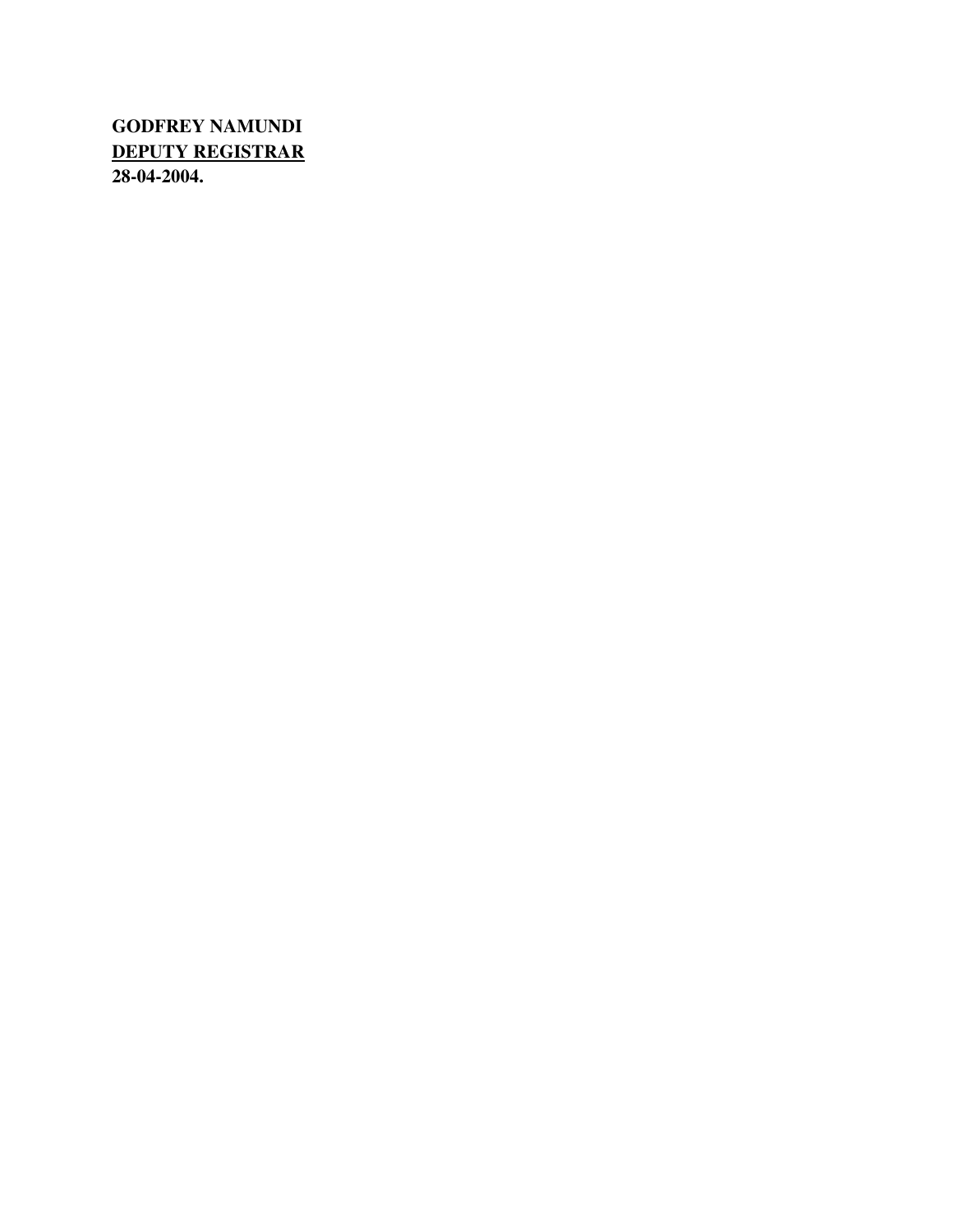**GODFREY NAMUNDI**
**DEPUTY REGISTRAR**
**28-04-2004.**